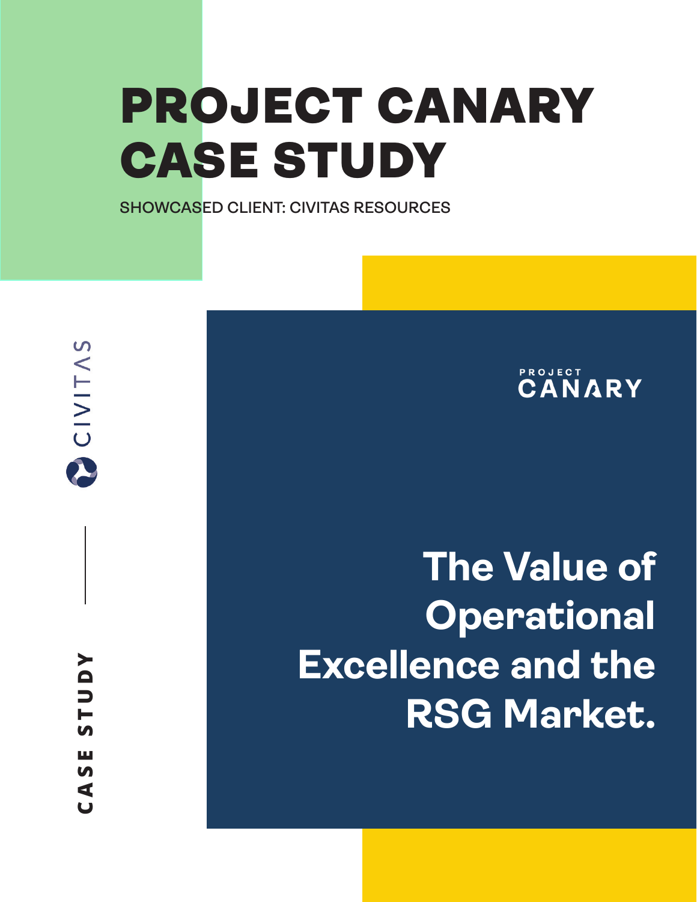# PROJECT CANARY CASE STUDY

SHOWCASED CLIENT: CIVITAS RESOURCES

CIVITAS

CASE STUDY

PROJECT CANARY

## The Value of Operational Excellence and the RSG Market.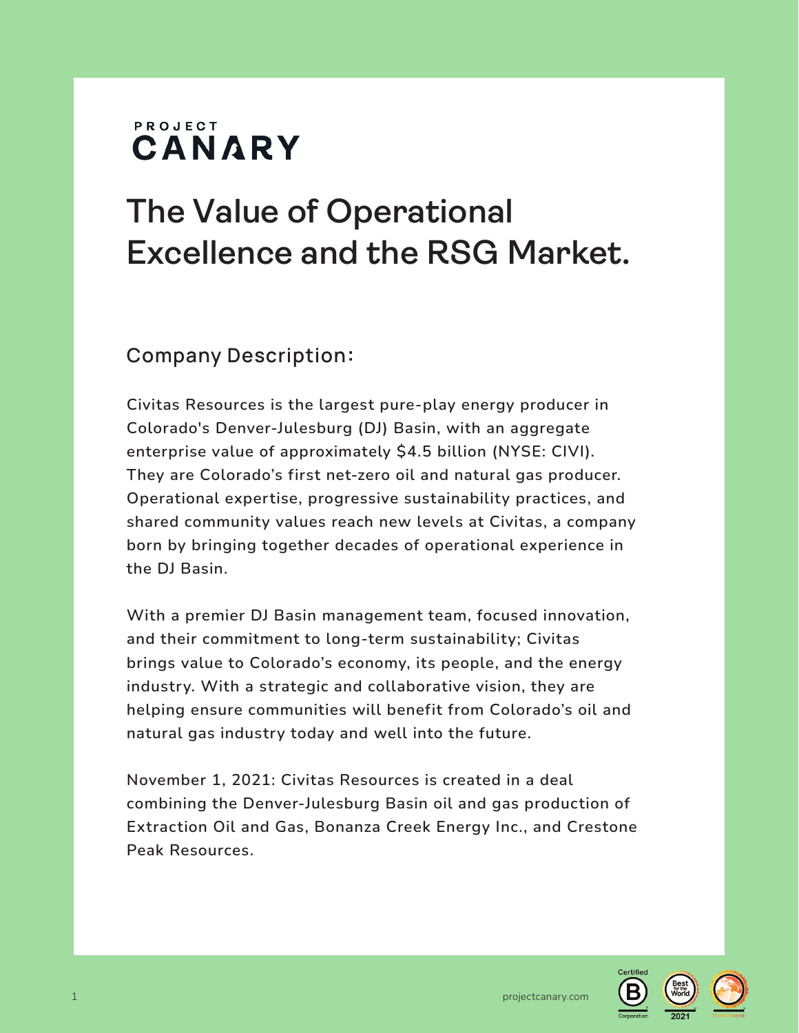PROJECT
CANARY

# The Value of Operational Excellence and the RSG Market.

## Company Description:

Civitas Resources is the largest pure-play energy producer in Colorado's Denver-Julesburg (DJ) Basin, with an aggregate enterprise value of approximately $4.5 billion (NYSE: CIVI). They are Colorado's first net-zero oil and natural gas producer. Operational expertise, progressive sustainability practices, and shared community values reach new levels at Civitas, a company born by bringing together decades of operational experience in the DJ Basin.

With a premier DJ Basin management team, focused innovation, and their commitment to long-term sustainability; Civitas brings value to Colorado's economy, its people, and the energy industry. With a strategic and collaborative vision, they are helping ensure communities will benefit from Colorado's oil and natural gas industry today and well into the future.

November 1, 2021: Civitas Resources is created in a deal combining the Denver-Julesburg Basin oil and gas production of Extraction Oil and Gas, Bonanza Creek Energy Inc., and Crestone Peak Resources.

projectcanary.com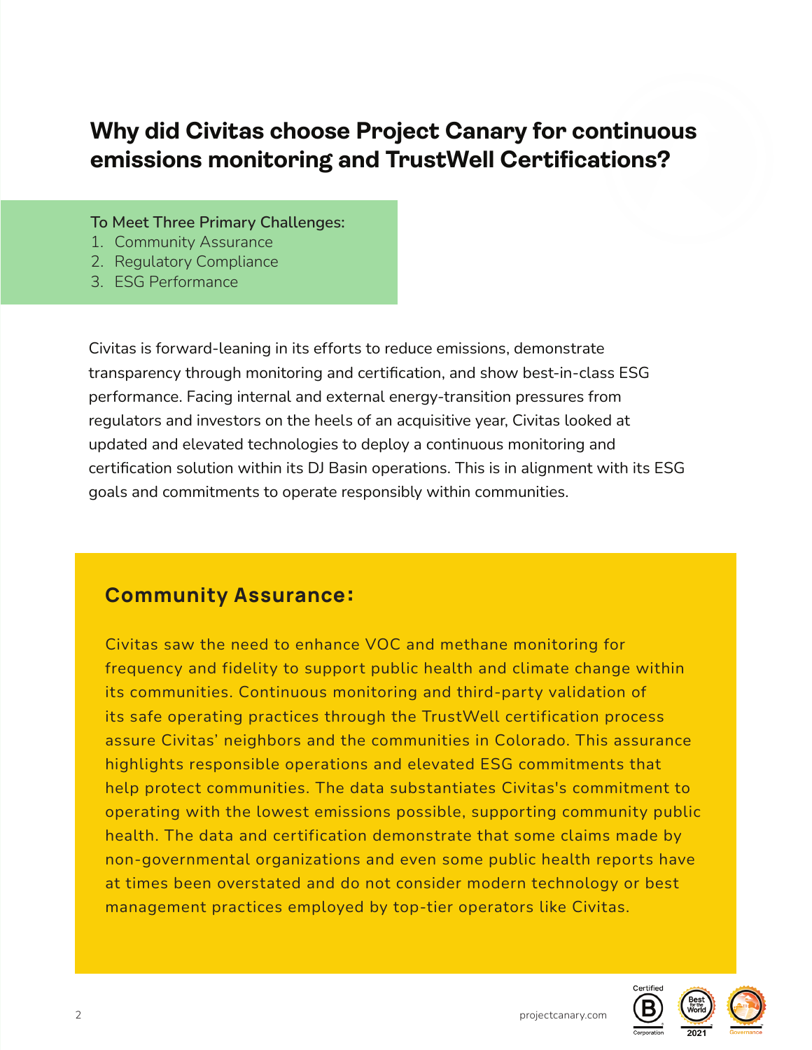## Why did Civitas choose Project Canary for continuous emissions monitoring and TrustWell Certifications?

To Meet Three Primary Challenges:

1. Community Assurance
2. Regulatory Compliance
3. ESG Performance

Civitas is forward-leaning in its efforts to reduce emissions, demonstrate transparency through monitoring and certification, and show best-in-class ESG performance. Facing internal and external energy-transition pressures from regulators and investors on the heels of an acquisitive year, Civitas looked at updated and elevated technologies to deploy a continuous monitoring and certification solution within its DJ Basin operations. This is in alignment with its ESG goals and commitments to operate responsibly within communities.

### Community Assurance:

Civitas saw the need to enhance VOC and methane monitoring for frequency and fidelity to support public health and climate change within its communities. Continuous monitoring and third-party validation of its safe operating practices through the TrustWell certification process assure Civitas' neighbors and the communities in Colorado. This assurance highlights responsible operations and elevated ESG commitments that help protect communities. The data substantiates Civitas's commitment to operating with the lowest emissions possible, supporting community public health. The data and certification demonstrate that some claims made by non-governmental organizations and even some public health reports have at times been overstated and do not consider modern technology or best management practices employed by top-tier operators like Civitas.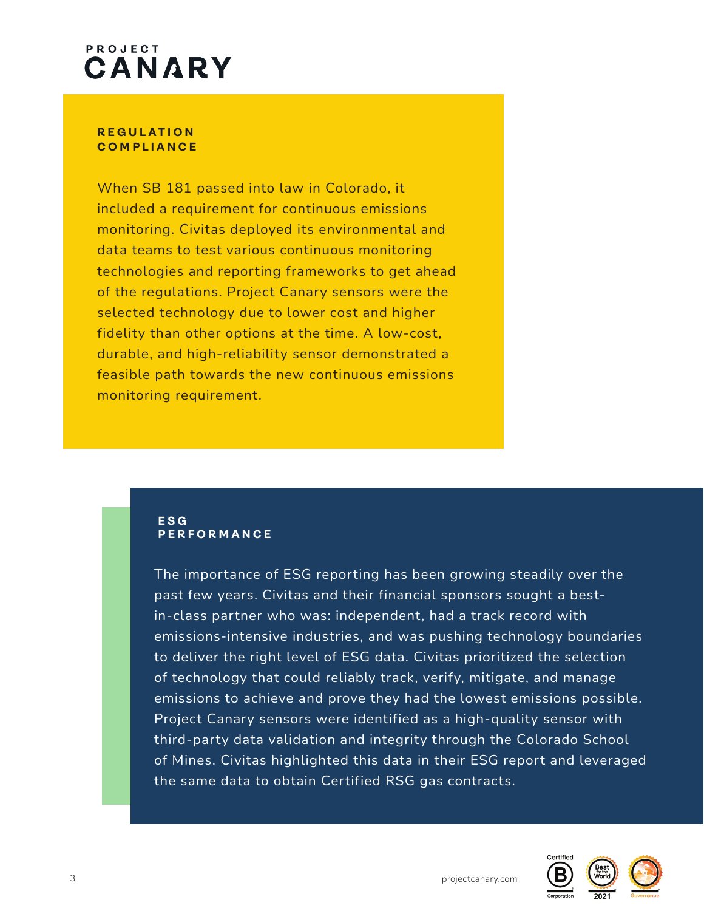## REGULATION COMPLIANCE

When SB 181 passed into law in Colorado, it included a requirement for continuous emissions monitoring. Civitas deployed its environmental and data teams to test various continuous monitoring technologies and reporting frameworks to get ahead of the regulations. Project Canary sensors were the selected technology due to lower cost and higher fidelity than other options at the time. A low-cost, durable, and high-reliability sensor demonstrated a feasible path towards the new continuous emissions monitoring requirement.

## ESG PERFORMANCE

The importance of ESG reporting has been growing steadily over the past few years. Civitas and their financial sponsors sought a best-in-class partner who was: independent, had a track record with emissions-intensive industries, and was pushing technology boundaries to deliver the right level of ESG data. Civitas prioritized the selection of technology that could reliably track, verify, mitigate, and manage emissions to achieve and prove they had the lowest emissions possible. Project Canary sensors were identified as a high-quality sensor with third-party data validation and integrity through the Colorado School of Mines. Civitas highlighted this data in their ESG report and leveraged the same data to obtain Certified RSG gas contracts.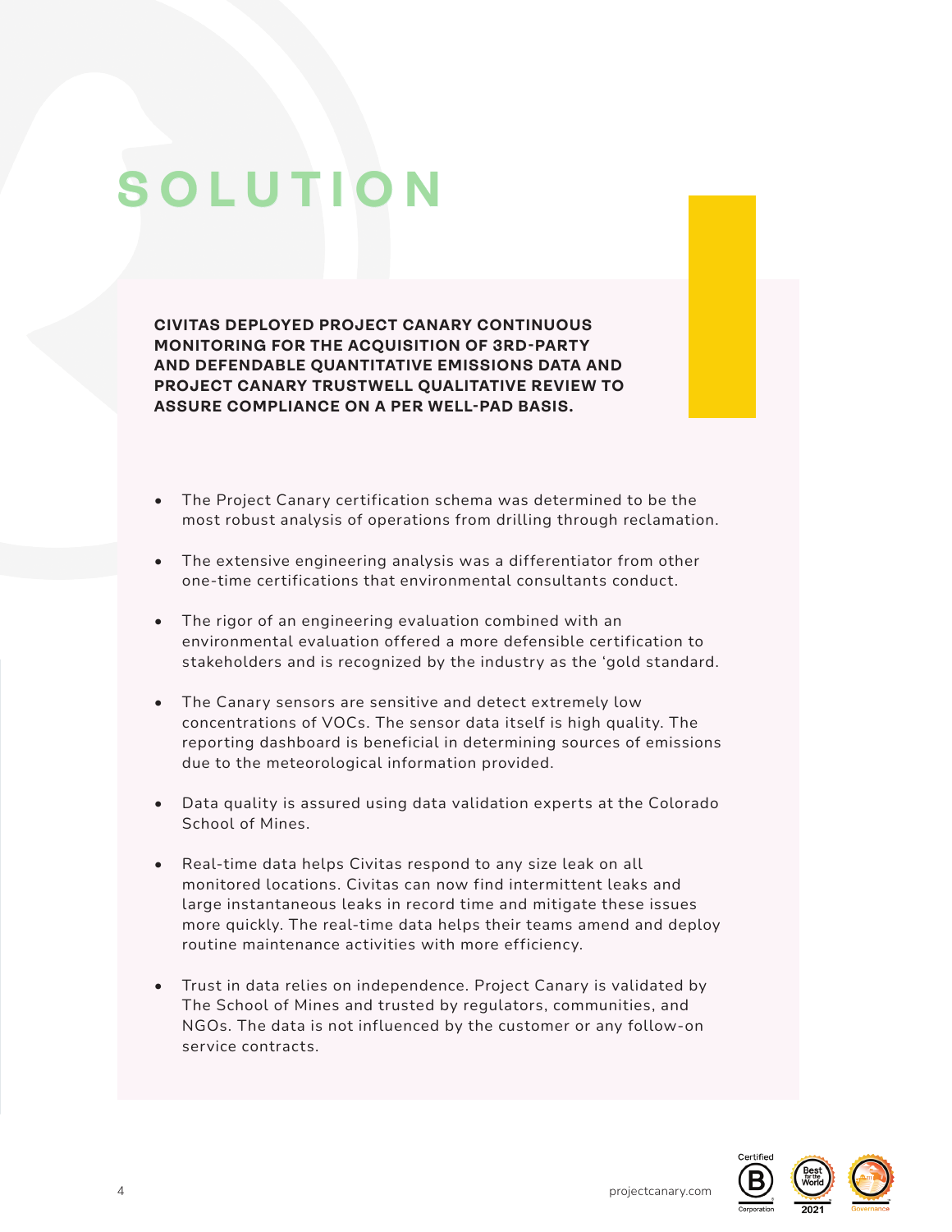# SOLUTION

**CIVITAS DEPLOYED PROJECT CANARY CONTINUOUS MONITORING FOR THE ACQUISITION OF 3RD-PARTY AND DEFENDABLE QUANTITATIVE EMISSIONS DATA AND PROJECT CANARY TRUSTWELL QUALITATIVE REVIEW TO ASSURE COMPLIANCE ON A PER WELL-PAD BASIS.**

- The Project Canary certification schema was determined to be the most robust analysis of operations from drilling through reclamation.
- The extensive engineering analysis was a differentiator from other one-time certifications that environmental consultants conduct.
- The rigor of an engineering evaluation combined with an environmental evaluation offered a more defensible certification to stakeholders and is recognized by the industry as the 'gold standard.
- The Canary sensors are sensitive and detect extremely low concentrations of VOCs. The sensor data itself is high quality. The reporting dashboard is beneficial in determining sources of emissions due to the meteorological information provided.
- Data quality is assured using data validation experts at the Colorado School of Mines.
- Real-time data helps Civitas respond to any size leak on all monitored locations. Civitas can now find intermittent leaks and large instantaneous leaks in record time and mitigate these issues more quickly. The real-time data helps their teams amend and deploy routine maintenance activities with more efficiency.
- Trust in data relies on independence. Project Canary is validated by The School of Mines and trusted by regulators, communities, and NGOs. The data is not influenced by the customer or any follow-on service contracts.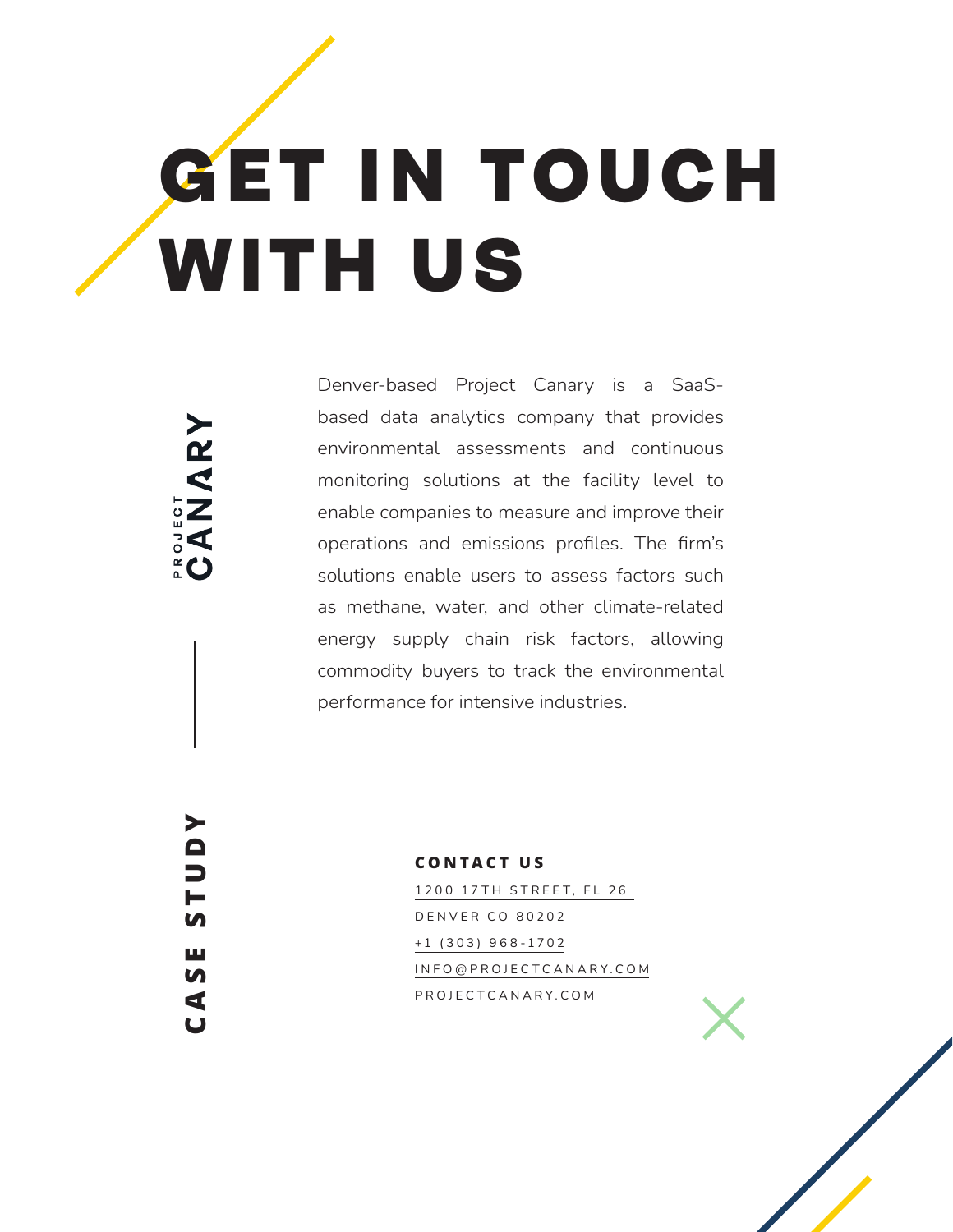# GET IN TOUCH WITH US

PROJECT CANARY

Denver-based Project Canary is a SaaS-based data analytics company that provides environmental assessments and continuous monitoring solutions at the facility level to enable companies to measure and improve their operations and emissions profiles. The firm's solutions enable users to assess factors such as methane, water, and other climate-related energy supply chain risk factors, allowing commodity buyers to track the environmental performance for intensive industries.

CASE STUDY

**CONTACT US**

1200 17TH STREET, FL 26

DENVER CO 80202

+1 (303) 968-1702

INFO@PROJECTCANARY.COM

PROJECTCANARY.COM